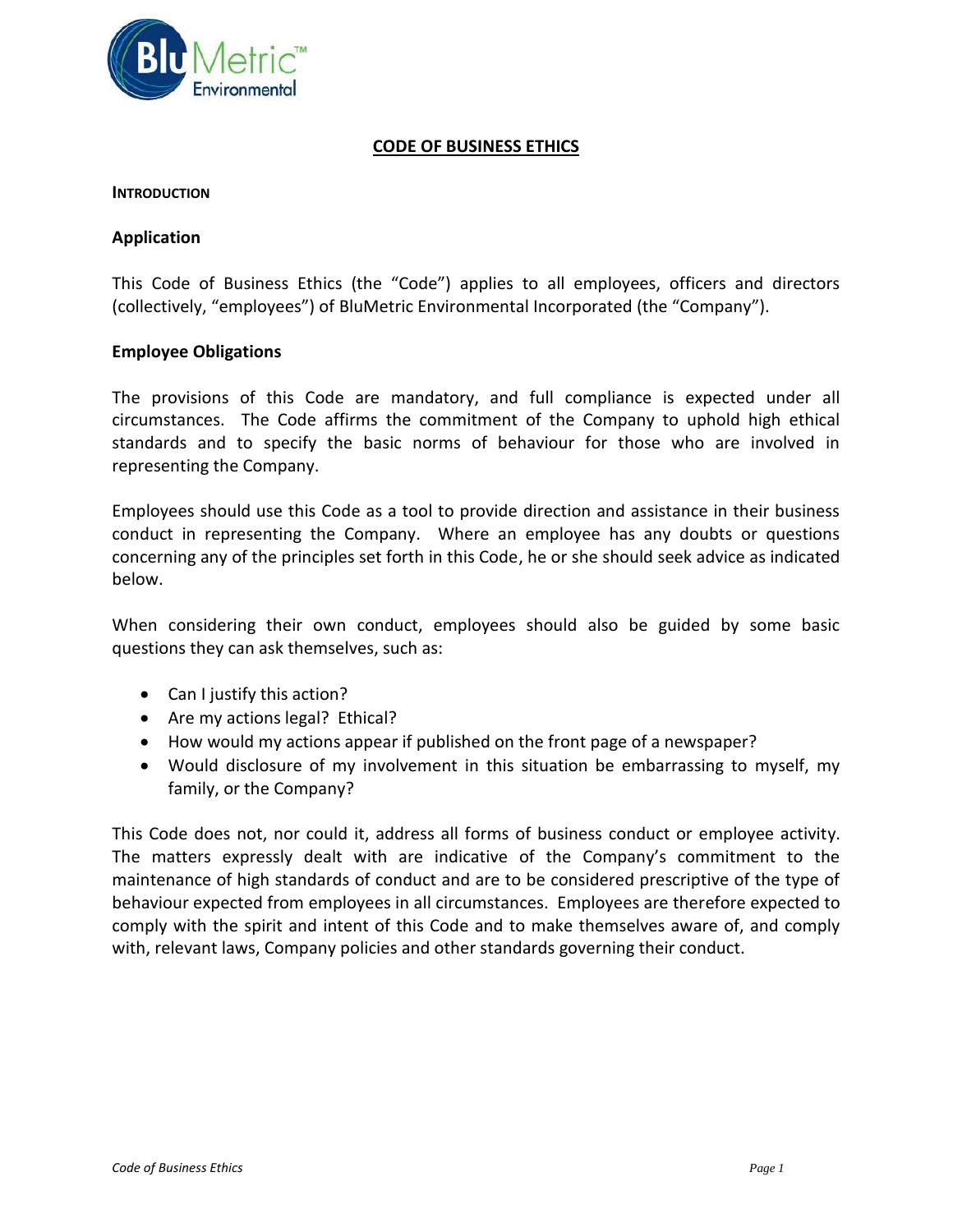# CODE OF BUSINESS ETHICS

## INTRODUCTION

### Application

This Code of Business Ethics (the "Code") applies to all employees, officers and directors (collectively, "employees") of BluMetric Environmental Incorporated (the "Company").

### Employee Obligations

The provisions of this Code are mandatory, and full compliance is expected under all circumstances. The Code affirms the commitment of the Company to uphold high ethical standards and to specify the basic norms of behaviour for those who are involved in representing the Company.

Employees should use this Code as a tool to provide direction and assistance in their business conduct in representing the Company. Where an employee has any doubts or questions concerning any of the principles set forth in this Code, he or she should seek advice as indicated below.

When considering their own conduct, employees should also be guided by some basic questions they can ask themselves, such as:

- Can I justify this action?
- Are my actions legal? Ethical?
- How would my actions appear if published on the front page of a newspaper?
- Would disclosure of my involvement in this situation be embarrassing to myself, my family, or the Company?

This Code does not, nor could it, address all forms of business conduct or employee activity. The matters expressly dealt with are indicative of the Company's commitment to the maintenance of high standards of conduct and are to be considered prescriptive of the type of behaviour expected from employees in all circumstances. Employees are therefore expected to comply with the spirit and intent of this Code and to make themselves aware of, and comply with, relevant laws, Company policies and other standards governing their conduct.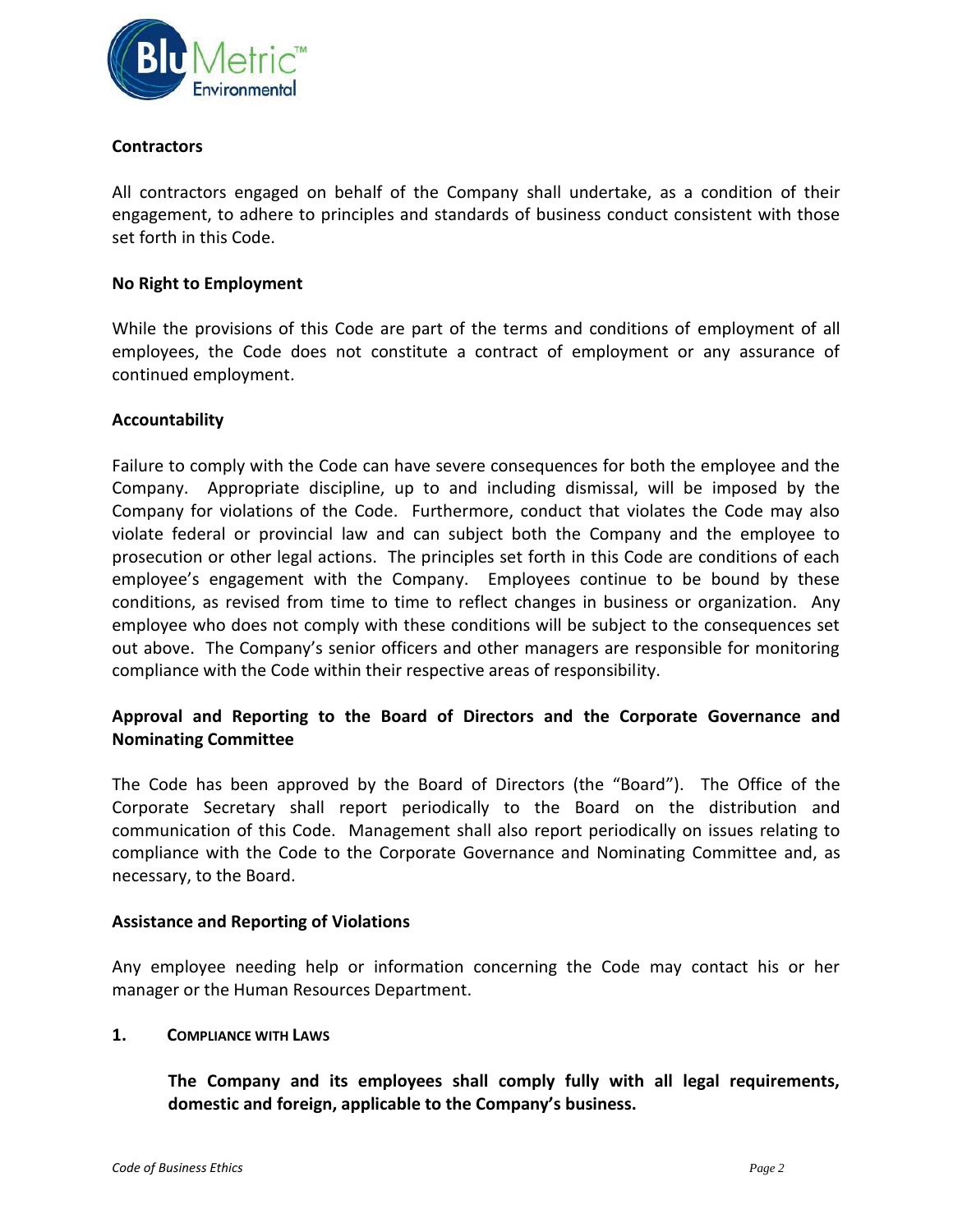**Contractors**

All contractors engaged on behalf of the Company shall undertake, as a condition of their engagement, to adhere to principles and standards of business conduct consistent with those set forth in this Code.

**No Right to Employment**

While the provisions of this Code are part of the terms and conditions of employment of all employees, the Code does not constitute a contract of employment or any assurance of continued employment.

**Accountability**

Failure to comply with the Code can have severe consequences for both the employee and the Company. Appropriate discipline, up to and including dismissal, will be imposed by the Company for violations of the Code. Furthermore, conduct that violates the Code may also violate federal or provincial law and can subject both the Company and the employee to prosecution or other legal actions. The principles set forth in this Code are conditions of each employee's engagement with the Company. Employees continue to be bound by these conditions, as revised from time to time to reflect changes in business or organization. Any employee who does not comply with these conditions will be subject to the consequences set out above. The Company's senior officers and other managers are responsible for monitoring compliance with the Code within their respective areas of responsibility.

**Approval and Reporting to the Board of Directors and the Corporate Governance and Nominating Committee**

The Code has been approved by the Board of Directors (the "Board"). The Office of the Corporate Secretary shall report periodically to the Board on the distribution and communication of this Code. Management shall also report periodically on issues relating to compliance with the Code to the Corporate Governance and Nominating Committee and, as necessary, to the Board.

**Assistance and Reporting of Violations**

Any employee needing help or information concerning the Code may contact his or her manager or the Human Resources Department.

## 1. COMPLIANCE WITH LAWS

**The Company and its employees shall comply fully with all legal requirements, domestic and foreign, applicable to the Company's business.**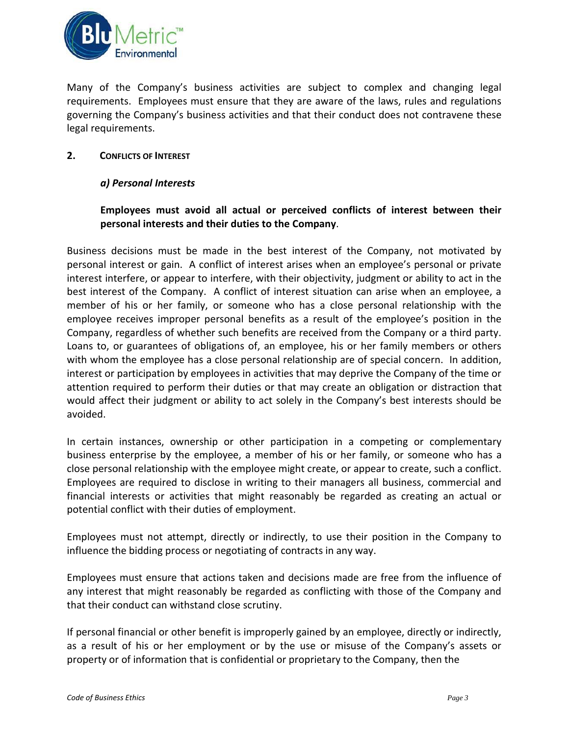Many of the Company's business activities are subject to complex and changing legal requirements. Employees must ensure that they are aware of the laws, rules and regulations governing the Company's business activities and that their conduct does not contravene these legal requirements.

## 2. CONFLICTS OF INTEREST

### *a) Personal Interests*

**Employees must avoid all actual or perceived conflicts of interest between their personal interests and their duties to the Company**.

Business decisions must be made in the best interest of the Company, not motivated by personal interest or gain. A conflict of interest arises when an employee's personal or private interest interfere, or appear to interfere, with their objectivity, judgment or ability to act in the best interest of the Company. A conflict of interest situation can arise when an employee, a member of his or her family, or someone who has a close personal relationship with the employee receives improper personal benefits as a result of the employee's position in the Company, regardless of whether such benefits are received from the Company or a third party. Loans to, or guarantees of obligations of, an employee, his or her family members or others with whom the employee has a close personal relationship are of special concern. In addition, interest or participation by employees in activities that may deprive the Company of the time or attention required to perform their duties or that may create an obligation or distraction that would affect their judgment or ability to act solely in the Company's best interests should be avoided.

In certain instances, ownership or other participation in a competing or complementary business enterprise by the employee, a member of his or her family, or someone who has a close personal relationship with the employee might create, or appear to create, such a conflict. Employees are required to disclose in writing to their managers all business, commercial and financial interests or activities that might reasonably be regarded as creating an actual or potential conflict with their duties of employment.

Employees must not attempt, directly or indirectly, to use their position in the Company to influence the bidding process or negotiating of contracts in any way.

Employees must ensure that actions taken and decisions made are free from the influence of any interest that might reasonably be regarded as conflicting with those of the Company and that their conduct can withstand close scrutiny.

If personal financial or other benefit is improperly gained by an employee, directly or indirectly, as a result of his or her employment or by the use or misuse of the Company's assets or property or of information that is confidential or proprietary to the Company, then the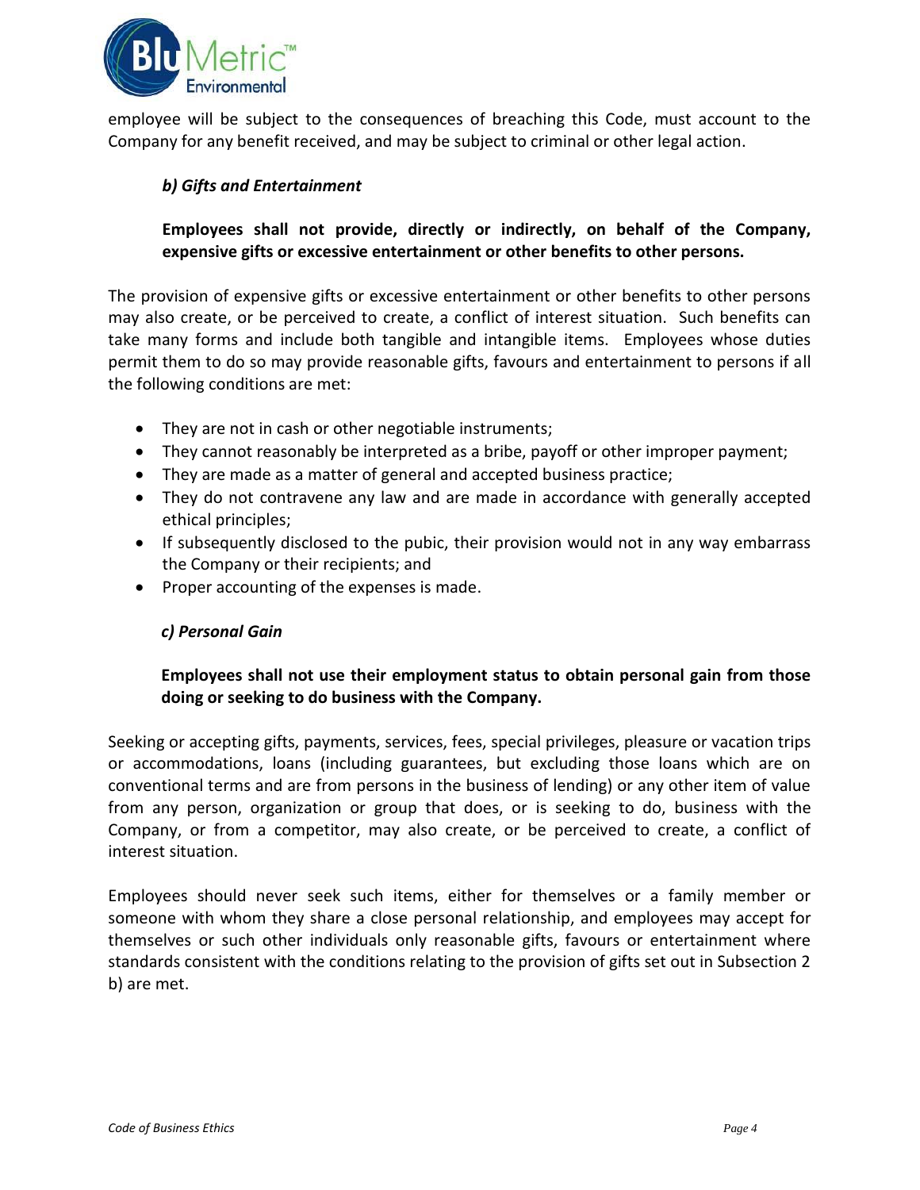employee will be subject to the consequences of breaching this Code, must account to the Company for any benefit received, and may be subject to criminal or other legal action.

### *b) Gifts and Entertainment*

**Employees shall not provide, directly or indirectly, on behalf of the Company, expensive gifts or excessive entertainment or other benefits to other persons.**

The provision of expensive gifts or excessive entertainment or other benefits to other persons may also create, or be perceived to create, a conflict of interest situation. Such benefits can take many forms and include both tangible and intangible items. Employees whose duties permit them to do so may provide reasonable gifts, favours and entertainment to persons if all the following conditions are met:

- They are not in cash or other negotiable instruments;
- They cannot reasonably be interpreted as a bribe, payoff or other improper payment;
- They are made as a matter of general and accepted business practice;
- They do not contravene any law and are made in accordance with generally accepted ethical principles;
- If subsequently disclosed to the pubic, their provision would not in any way embarrass the Company or their recipients; and
- Proper accounting of the expenses is made.

### *c) Personal Gain*

**Employees shall not use their employment status to obtain personal gain from those doing or seeking to do business with the Company.**

Seeking or accepting gifts, payments, services, fees, special privileges, pleasure or vacation trips or accommodations, loans (including guarantees, but excluding those loans which are on conventional terms and are from persons in the business of lending) or any other item of value from any person, organization or group that does, or is seeking to do, business with the Company, or from a competitor, may also create, or be perceived to create, a conflict of interest situation.

Employees should never seek such items, either for themselves or a family member or someone with whom they share a close personal relationship, and employees may accept for themselves or such other individuals only reasonable gifts, favours or entertainment where standards consistent with the conditions relating to the provision of gifts set out in Subsection 2 b) are met.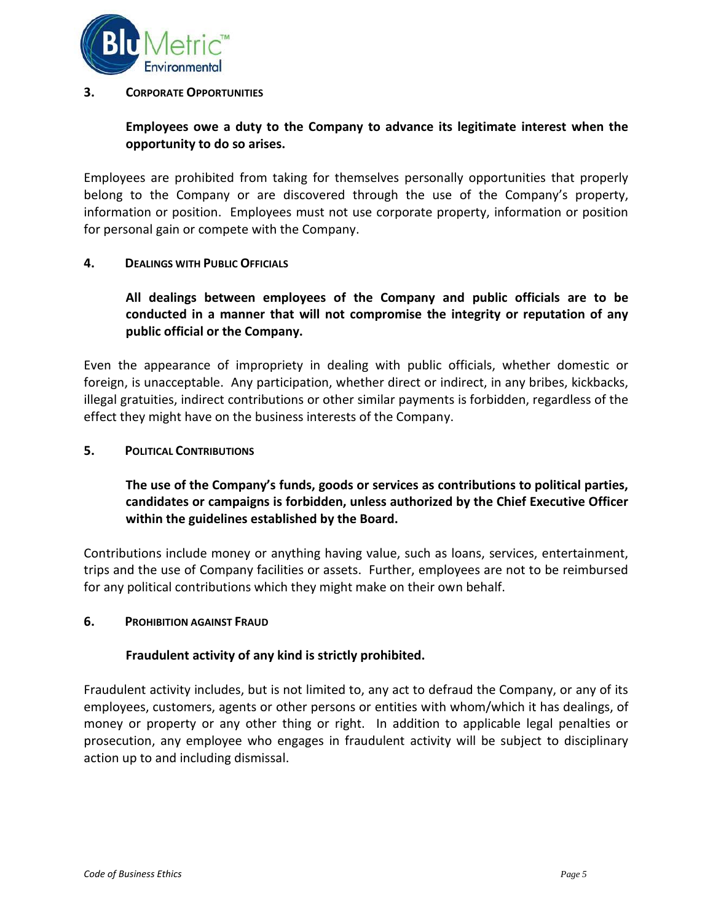## 3. Corporate Opportunities

**Employees owe a duty to the Company to advance its legitimate interest when the opportunity to do so arises.**

Employees are prohibited from taking for themselves personally opportunities that properly belong to the Company or are discovered through the use of the Company's property, information or position. Employees must not use corporate property, information or position for personal gain or compete with the Company.

## 4. Dealings with Public Officials

**All dealings between employees of the Company and public officials are to be conducted in a manner that will not compromise the integrity or reputation of any public official or the Company.**

Even the appearance of impropriety in dealing with public officials, whether domestic or foreign, is unacceptable. Any participation, whether direct or indirect, in any bribes, kickbacks, illegal gratuities, indirect contributions or other similar payments is forbidden, regardless of the effect they might have on the business interests of the Company.

## 5. Political Contributions

**The use of the Company's funds, goods or services as contributions to political parties, candidates or campaigns is forbidden, unless authorized by the Chief Executive Officer within the guidelines established by the Board.**

Contributions include money or anything having value, such as loans, services, entertainment, trips and the use of Company facilities or assets. Further, employees are not to be reimbursed for any political contributions which they might make on their own behalf.

## 6. Prohibition against Fraud

**Fraudulent activity of any kind is strictly prohibited.**

Fraudulent activity includes, but is not limited to, any act to defraud the Company, or any of its employees, customers, agents or other persons or entities with whom/which it has dealings, of money or property or any other thing or right. In addition to applicable legal penalties or prosecution, any employee who engages in fraudulent activity will be subject to disciplinary action up to and including dismissal.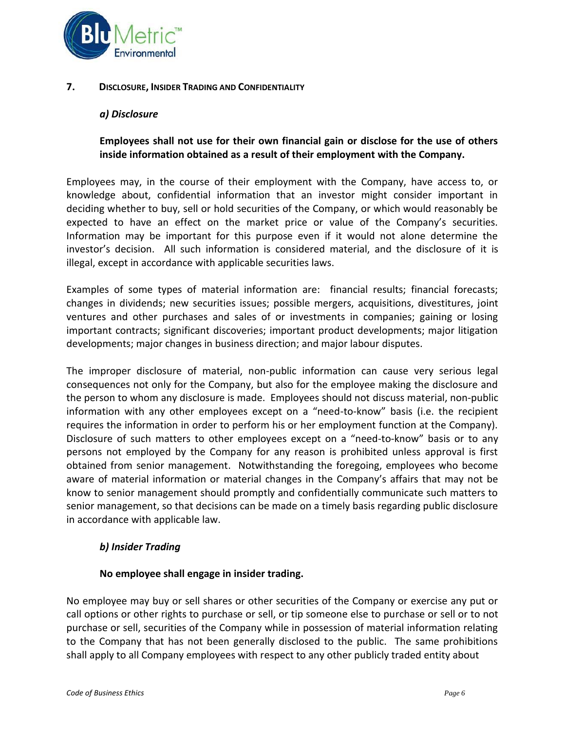## 7. Disclosure, Insider Trading and Confidentiality

### *a) Disclosure*

**Employees shall not use for their own financial gain or disclose for the use of others inside information obtained as a result of their employment with the Company.**

Employees may, in the course of their employment with the Company, have access to, or knowledge about, confidential information that an investor might consider important in deciding whether to buy, sell or hold securities of the Company, or which would reasonably be expected to have an effect on the market price or value of the Company's securities. Information may be important for this purpose even if it would not alone determine the investor's decision. All such information is considered material, and the disclosure of it is illegal, except in accordance with applicable securities laws.

Examples of some types of material information are: financial results; financial forecasts; changes in dividends; new securities issues; possible mergers, acquisitions, divestitures, joint ventures and other purchases and sales of or investments in companies; gaining or losing important contracts; significant discoveries; important product developments; major litigation developments; major changes in business direction; and major labour disputes.

The improper disclosure of material, non-public information can cause very serious legal consequences not only for the Company, but also for the employee making the disclosure and the person to whom any disclosure is made. Employees should not discuss material, non-public information with any other employees except on a "need-to-know" basis (i.e. the recipient requires the information in order to perform his or her employment function at the Company). Disclosure of such matters to other employees except on a "need-to-know" basis or to any persons not employed by the Company for any reason is prohibited unless approval is first obtained from senior management. Notwithstanding the foregoing, employees who become aware of material information or material changes in the Company's affairs that may not be know to senior management should promptly and confidentially communicate such matters to senior management, so that decisions can be made on a timely basis regarding public disclosure in accordance with applicable law.

### *b) Insider Trading*

**No employee shall engage in insider trading.**

No employee may buy or sell shares or other securities of the Company or exercise any put or call options or other rights to purchase or sell, or tip someone else to purchase or sell or to not purchase or sell, securities of the Company while in possession of material information relating to the Company that has not been generally disclosed to the public. The same prohibitions shall apply to all Company employees with respect to any other publicly traded entity about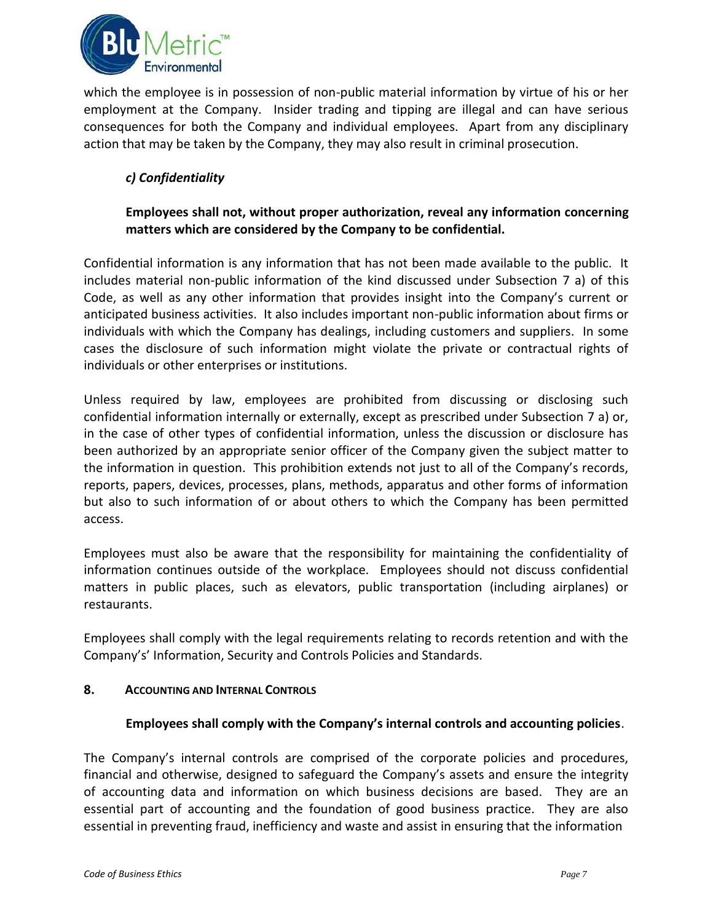which the employee is in possession of non-public material information by virtue of his or her employment at the Company. Insider trading and tipping are illegal and can have serious consequences for both the Company and individual employees. Apart from any disciplinary action that may be taken by the Company, they may also result in criminal prosecution.

### *c) Confidentiality*

**Employees shall not, without proper authorization, reveal any information concerning matters which are considered by the Company to be confidential.**

Confidential information is any information that has not been made available to the public. It includes material non-public information of the kind discussed under Subsection 7 a) of this Code, as well as any other information that provides insight into the Company's current or anticipated business activities. It also includes important non-public information about firms or individuals with which the Company has dealings, including customers and suppliers. In some cases the disclosure of such information might violate the private or contractual rights of individuals or other enterprises or institutions.

Unless required by law, employees are prohibited from discussing or disclosing such confidential information internally or externally, except as prescribed under Subsection 7 a) or, in the case of other types of confidential information, unless the discussion or disclosure has been authorized by an appropriate senior officer of the Company given the subject matter to the information in question. This prohibition extends not just to all of the Company's records, reports, papers, devices, processes, plans, methods, apparatus and other forms of information but also to such information of or about others to which the Company has been permitted access.

Employees must also be aware that the responsibility for maintaining the confidentiality of information continues outside of the workplace. Employees should not discuss confidential matters in public places, such as elevators, public transportation (including airplanes) or restaurants.

Employees shall comply with the legal requirements relating to records retention and with the Company's' Information, Security and Controls Policies and Standards.

## 8. ACCOUNTING AND INTERNAL CONTROLS

**Employees shall comply with the Company's internal controls and accounting policies**.

The Company's internal controls are comprised of the corporate policies and procedures, financial and otherwise, designed to safeguard the Company's assets and ensure the integrity of accounting data and information on which business decisions are based. They are an essential part of accounting and the foundation of good business practice. They are also essential in preventing fraud, inefficiency and waste and assist in ensuring that the information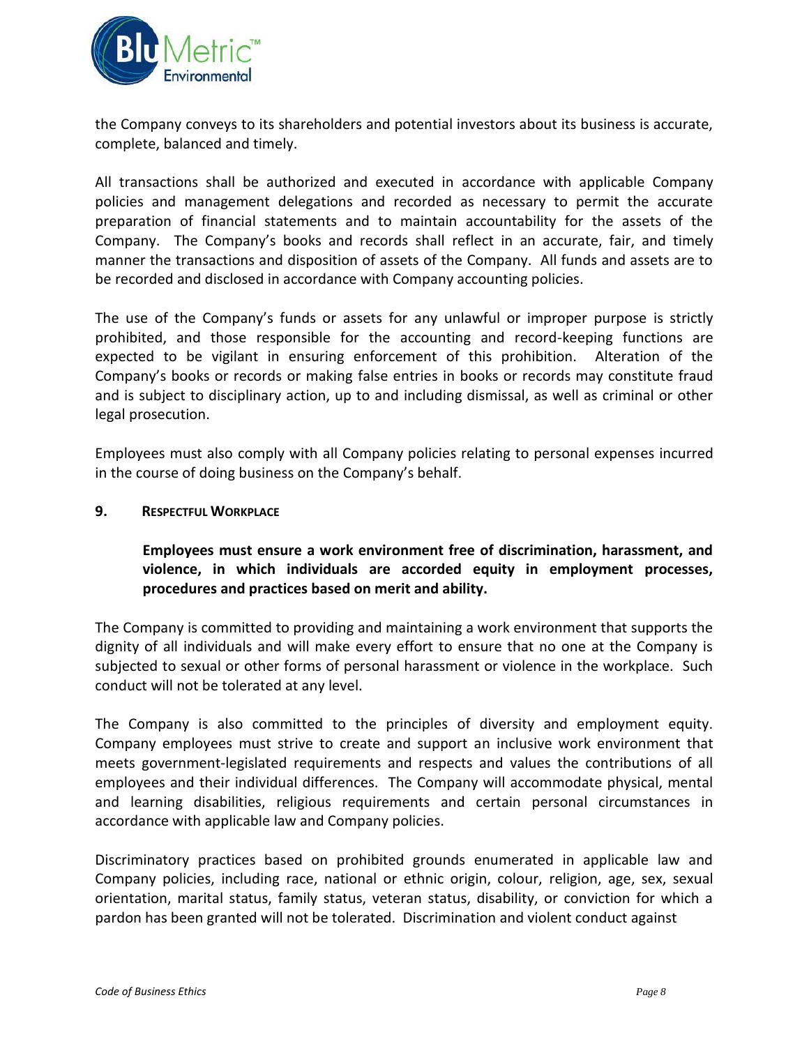the Company conveys to its shareholders and potential investors about its business is accurate, complete, balanced and timely.

All transactions shall be authorized and executed in accordance with applicable Company policies and management delegations and recorded as necessary to permit the accurate preparation of financial statements and to maintain accountability for the assets of the Company. The Company's books and records shall reflect in an accurate, fair, and timely manner the transactions and disposition of assets of the Company. All funds and assets are to be recorded and disclosed in accordance with Company accounting policies.

The use of the Company's funds or assets for any unlawful or improper purpose is strictly prohibited, and those responsible for the accounting and record-keeping functions are expected to be vigilant in ensuring enforcement of this prohibition. Alteration of the Company's books or records or making false entries in books or records may constitute fraud and is subject to disciplinary action, up to and including dismissal, as well as criminal or other legal prosecution.

Employees must also comply with all Company policies relating to personal expenses incurred in the course of doing business on the Company's behalf.

## 9. Respectful Workplace

**Employees must ensure a work environment free of discrimination, harassment, and violence, in which individuals are accorded equity in employment processes, procedures and practices based on merit and ability.**

The Company is committed to providing and maintaining a work environment that supports the dignity of all individuals and will make every effort to ensure that no one at the Company is subjected to sexual or other forms of personal harassment or violence in the workplace. Such conduct will not be tolerated at any level.

The Company is also committed to the principles of diversity and employment equity. Company employees must strive to create and support an inclusive work environment that meets government-legislated requirements and respects and values the contributions of all employees and their individual differences. The Company will accommodate physical, mental and learning disabilities, religious requirements and certain personal circumstances in accordance with applicable law and Company policies.

Discriminatory practices based on prohibited grounds enumerated in applicable law and Company policies, including race, national or ethnic origin, colour, religion, age, sex, sexual orientation, marital status, family status, veteran status, disability, or conviction for which a pardon has been granted will not be tolerated. Discrimination and violent conduct against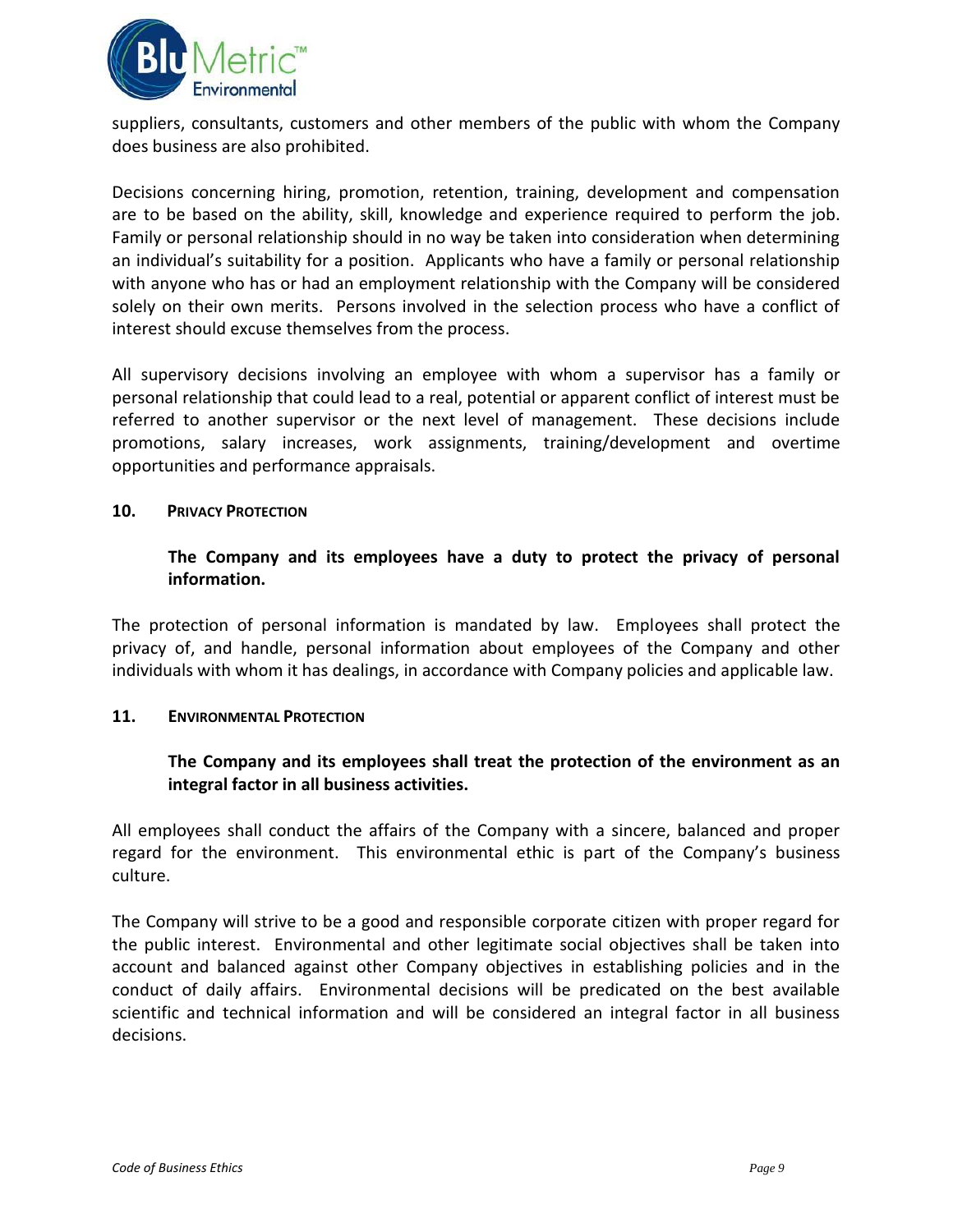suppliers, consultants, customers and other members of the public with whom the Company does business are also prohibited.

Decisions concerning hiring, promotion, retention, training, development and compensation are to be based on the ability, skill, knowledge and experience required to perform the job. Family or personal relationship should in no way be taken into consideration when determining an individual's suitability for a position. Applicants who have a family or personal relationship with anyone who has or had an employment relationship with the Company will be considered solely on their own merits. Persons involved in the selection process who have a conflict of interest should excuse themselves from the process.

All supervisory decisions involving an employee with whom a supervisor has a family or personal relationship that could lead to a real, potential or apparent conflict of interest must be referred to another supervisor or the next level of management. These decisions include promotions, salary increases, work assignments, training/development and overtime opportunities and performance appraisals.

## 10. PRIVACY PROTECTION

**The Company and its employees have a duty to protect the privacy of personal information.**

The protection of personal information is mandated by law. Employees shall protect the privacy of, and handle, personal information about employees of the Company and other individuals with whom it has dealings, in accordance with Company policies and applicable law.

## 11. ENVIRONMENTAL PROTECTION

**The Company and its employees shall treat the protection of the environment as an integral factor in all business activities.**

All employees shall conduct the affairs of the Company with a sincere, balanced and proper regard for the environment. This environmental ethic is part of the Company's business culture.

The Company will strive to be a good and responsible corporate citizen with proper regard for the public interest. Environmental and other legitimate social objectives shall be taken into account and balanced against other Company objectives in establishing policies and in the conduct of daily affairs. Environmental decisions will be predicated on the best available scientific and technical information and will be considered an integral factor in all business decisions.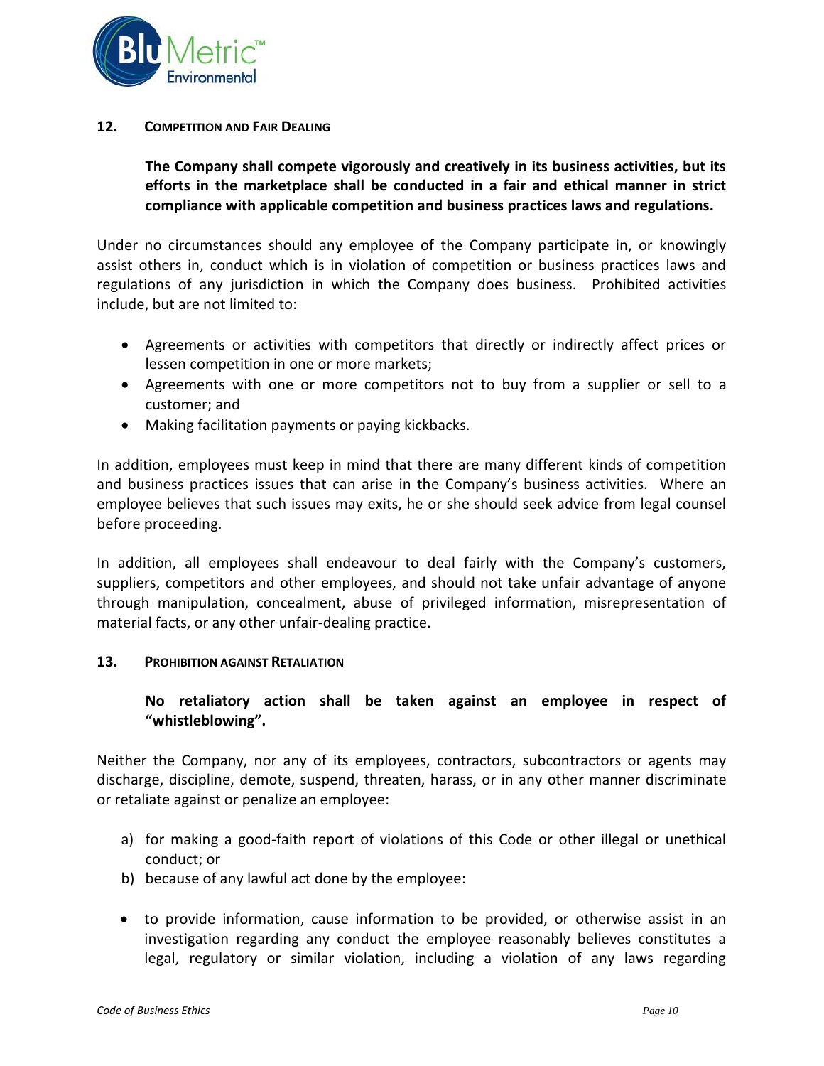## 12. COMPETITION AND FAIR DEALING

**The Company shall compete vigorously and creatively in its business activities, but its efforts in the marketplace shall be conducted in a fair and ethical manner in strict compliance with applicable competition and business practices laws and regulations.**

Under no circumstances should any employee of the Company participate in, or knowingly assist others in, conduct which is in violation of competition or business practices laws and regulations of any jurisdiction in which the Company does business. Prohibited activities include, but are not limited to:

- Agreements or activities with competitors that directly or indirectly affect prices or lessen competition in one or more markets;
- Agreements with one or more competitors not to buy from a supplier or sell to a customer; and
- Making facilitation payments or paying kickbacks.

In addition, employees must keep in mind that there are many different kinds of competition and business practices issues that can arise in the Company's business activities. Where an employee believes that such issues may exits, he or she should seek advice from legal counsel before proceeding.

In addition, all employees shall endeavour to deal fairly with the Company's customers, suppliers, competitors and other employees, and should not take unfair advantage of anyone through manipulation, concealment, abuse of privileged information, misrepresentation of material facts, or any other unfair-dealing practice.

## 13. PROHIBITION AGAINST RETALIATION

**No retaliatory action shall be taken against an employee in respect of "whistleblowing".**

Neither the Company, nor any of its employees, contractors, subcontractors or agents may discharge, discipline, demote, suspend, threaten, harass, or in any other manner discriminate or retaliate against or penalize an employee:

a) for making a good-faith report of violations of this Code or other illegal or unethical conduct; or
b) because of any lawful act done by the employee:

- to provide information, cause information to be provided, or otherwise assist in an investigation regarding any conduct the employee reasonably believes constitutes a legal, regulatory or similar violation, including a violation of any laws regarding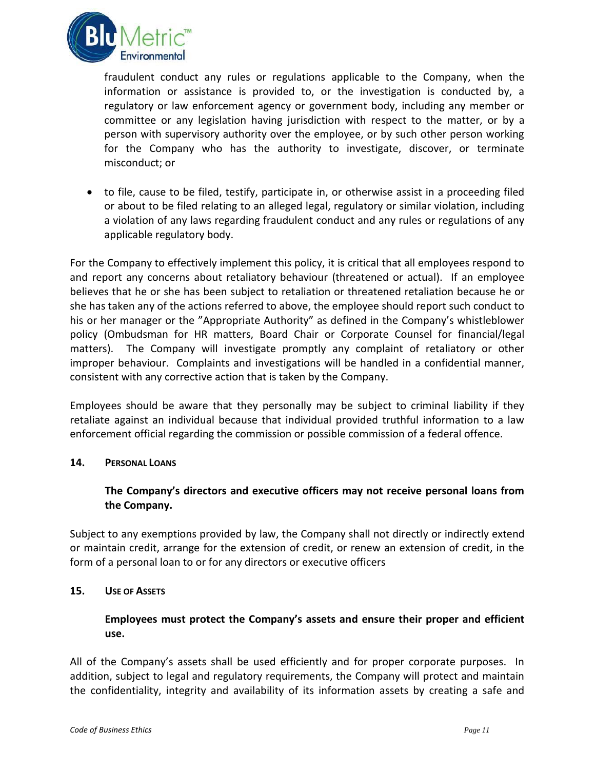fraudulent conduct any rules or regulations applicable to the Company, when the information or assistance is provided to, or the investigation is conducted by, a regulatory or law enforcement agency or government body, including any member or committee or any legislation having jurisdiction with respect to the matter, or by a person with supervisory authority over the employee, or by such other person working for the Company who has the authority to investigate, discover, or terminate misconduct; or

- to file, cause to be filed, testify, participate in, or otherwise assist in a proceeding filed or about to be filed relating to an alleged legal, regulatory or similar violation, including a violation of any laws regarding fraudulent conduct and any rules or regulations of any applicable regulatory body.

For the Company to effectively implement this policy, it is critical that all employees respond to and report any concerns about retaliatory behaviour (threatened or actual). If an employee believes that he or she has been subject to retaliation or threatened retaliation because he or she has taken any of the actions referred to above, the employee should report such conduct to his or her manager or the "Appropriate Authority" as defined in the Company's whistleblower policy (Ombudsman for HR matters, Board Chair or Corporate Counsel for financial/legal matters). The Company will investigate promptly any complaint of retaliatory or other improper behaviour. Complaints and investigations will be handled in a confidential manner, consistent with any corrective action that is taken by the Company.

Employees should be aware that they personally may be subject to criminal liability if they retaliate against an individual because that individual provided truthful information to a law enforcement official regarding the commission or possible commission of a federal offence.

## 14. Personal Loans

**The Company's directors and executive officers may not receive personal loans from the Company.**

Subject to any exemptions provided by law, the Company shall not directly or indirectly extend or maintain credit, arrange for the extension of credit, or renew an extension of credit, in the form of a personal loan to or for any directors or executive officers

## 15. Use of Assets

**Employees must protect the Company's assets and ensure their proper and efficient use.**

All of the Company's assets shall be used efficiently and for proper corporate purposes. In addition, subject to legal and regulatory requirements, the Company will protect and maintain the confidentiality, integrity and availability of its information assets by creating a safe and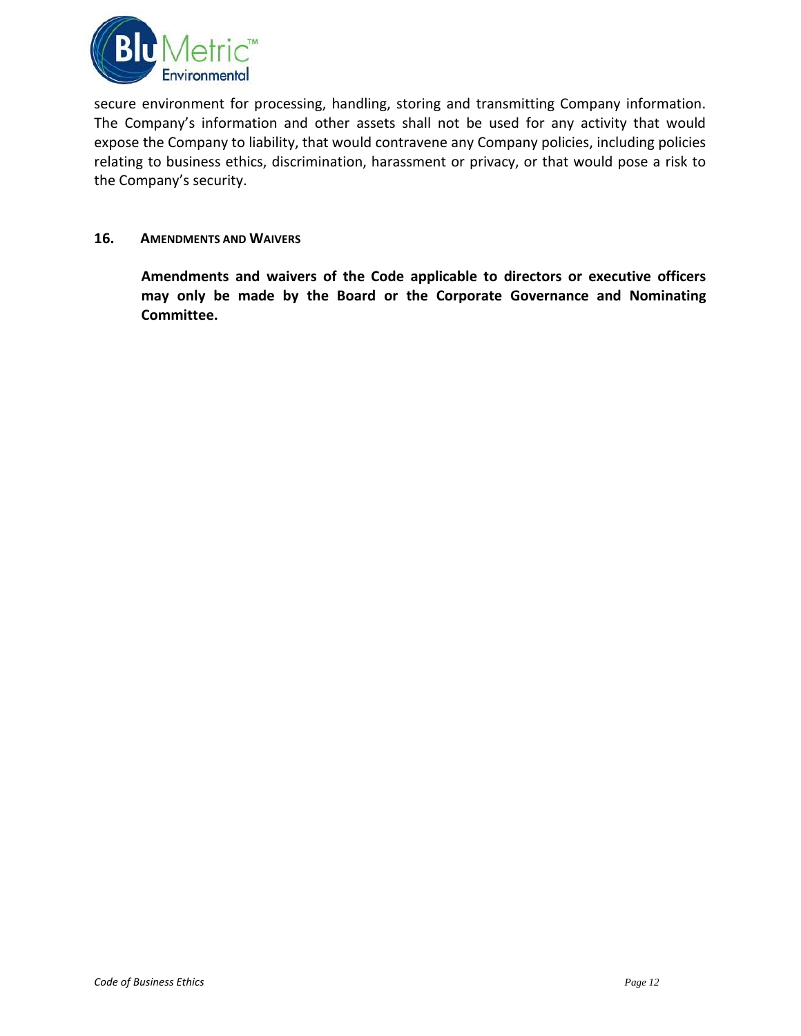secure environment for processing, handling, storing and transmitting Company information. The Company's information and other assets shall not be used for any activity that would expose the Company to liability, that would contravene any Company policies, including policies relating to business ethics, discrimination, harassment or privacy, or that would pose a risk to the Company's security.

## 16. AMENDMENTS AND WAIVERS

**Amendments and waivers of the Code applicable to directors or executive officers may only be made by the Board or the Corporate Governance and Nominating Committee.**